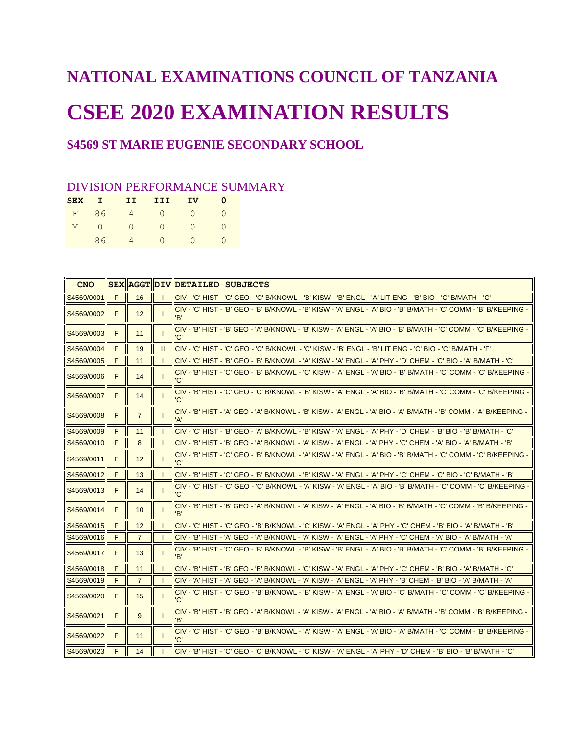# NATIONAL EXAMINATIONS COUNCIL OF TANZANIA

# CSEE 2020 EXAMINATION RESULTS

### S4569 ST MARIE EUGENIE SECONDARY SCHOOL

## DIVISION PERFORMANCE SUMMARY

| SEX | I | II | III | IV | 0 |
|---|---|---|---|---|---|
| F | 86 | 4 | 0 | 0 | 0 |
| M | 0 | 0 | 0 | 0 | 0 |
| T | 86 | 4 | 0 | 0 | 0 |

| CNO | SEX | AGGT | DIV | DETAILED SUBJECTS |
|---|---|---|---|---|
| S4569/0001 | F | 16 | I | CIV - 'C' HIST - 'C' GEO - 'C' B/KNOWL - 'B' KISW - 'B' ENGL - 'A' LIT ENG - 'B' BIO - 'C' B/MATH - 'C' |
| S4569/0002 | F | 12 | I | CIV - 'C' HIST - 'B' GEO - 'B' B/KNOWL - 'B' KISW - 'A' ENGL - 'A' BIO - 'B' B/MATH - 'C' COMM - 'B' B/KEEPING - 'B' |
| S4569/0003 | F | 11 | I | CIV - 'B' HIST - 'B' GEO - 'A' B/KNOWL - 'B' KISW - 'A' ENGL - 'A' BIO - 'B' B/MATH - 'C' COMM - 'C' B/KEEPING - 'C' |
| S4569/0004 | F | 19 | II | CIV - 'C' HIST - 'C' GEO - 'C' B/KNOWL - 'C' KISW - 'B' ENGL - 'B' LIT ENG - 'C' BIO - 'C' B/MATH - 'F' |
| S4569/0005 | F | 11 | I | CIV - 'C' HIST - 'B' GEO - 'B' B/KNOWL - 'A' KISW - 'A' ENGL - 'A' PHY - 'D' CHEM - 'C' BIO - 'A' B/MATH - 'C' |
| S4569/0006 | F | 14 | I | CIV - 'B' HIST - 'C' GEO - 'B' B/KNOWL - 'C' KISW - 'A' ENGL - 'A' BIO - 'B' B/MATH - 'C' COMM - 'C' B/KEEPING - 'C' |
| S4569/0007 | F | 14 | I | CIV - 'B' HIST - 'C' GEO - 'C' B/KNOWL - 'B' KISW - 'A' ENGL - 'A' BIO - 'B' B/MATH - 'C' COMM - 'C' B/KEEPING - 'C' |
| S4569/0008 | F | 7 | I | CIV - 'B' HIST - 'A' GEO - 'A' B/KNOWL - 'B' KISW - 'A' ENGL - 'A' BIO - 'A' B/MATH - 'B' COMM - 'A' B/KEEPING - 'A' |
| S4569/0009 | F | 11 | I | CIV - 'C' HIST - 'B' GEO - 'A' B/KNOWL - 'B' KISW - 'A' ENGL - 'A' PHY - 'D' CHEM - 'B' BIO - 'B' B/MATH - 'C' |
| S4569/0010 | F | 8 | I | CIV - 'B' HIST - 'B' GEO - 'A' B/KNOWL - 'A' KISW - 'A' ENGL - 'A' PHY - 'C' CHEM - 'A' BIO - 'A' B/MATH - 'B' |
| S4569/0011 | F | 12 | I | CIV - 'B' HIST - 'C' GEO - 'B' B/KNOWL - 'A' KISW - 'A' ENGL - 'A' BIO - 'B' B/MATH - 'C' COMM - 'C' B/KEEPING - 'C' |
| S4569/0012 | F | 13 | I | CIV - 'B' HIST - 'C' GEO - 'B' B/KNOWL - 'B' KISW - 'A' ENGL - 'A' PHY - 'C' CHEM - 'C' BIO - 'C' B/MATH - 'B' |
| S4569/0013 | F | 14 | I | CIV - 'C' HIST - 'C' GEO - 'C' B/KNOWL - 'A' KISW - 'A' ENGL - 'A' BIO - 'B' B/MATH - 'C' COMM - 'C' B/KEEPING - 'C' |
| S4569/0014 | F | 10 | I | CIV - 'B' HIST - 'B' GEO - 'A' B/KNOWL - 'A' KISW - 'A' ENGL - 'A' BIO - 'B' B/MATH - 'C' COMM - 'B' B/KEEPING - 'B' |
| S4569/0015 | F | 12 | I | CIV - 'C' HIST - 'C' GEO - 'B' B/KNOWL - 'C' KISW - 'A' ENGL - 'A' PHY - 'C' CHEM - 'B' BIO - 'A' B/MATH - 'B' |
| S4569/0016 | F | 7 | I | CIV - 'B' HIST - 'A' GEO - 'A' B/KNOWL - 'A' KISW - 'A' ENGL - 'A' PHY - 'C' CHEM - 'A' BIO - 'A' B/MATH - 'A' |
| S4569/0017 | F | 13 | I | CIV - 'B' HIST - 'C' GEO - 'B' B/KNOWL - 'B' KISW - 'B' ENGL - 'A' BIO - 'B' B/MATH - 'C' COMM - 'B' B/KEEPING - 'B' |
| S4569/0018 | F | 11 | I | CIV - 'B' HIST - 'B' GEO - 'B' B/KNOWL - 'C' KISW - 'A' ENGL - 'A' PHY - 'C' CHEM - 'B' BIO - 'A' B/MATH - 'C' |
| S4569/0019 | F | 7 | I | CIV - 'A' HIST - 'A' GEO - 'A' B/KNOWL - 'A' KISW - 'A' ENGL - 'A' PHY - 'B' CHEM - 'B' BIO - 'A' B/MATH - 'A' |
| S4569/0020 | F | 15 | I | CIV - 'C' HIST - 'C' GEO - 'B' B/KNOWL - 'B' KISW - 'A' ENGL - 'A' BIO - 'C' B/MATH - 'C' COMM - 'C' B/KEEPING - 'C' |
| S4569/0021 | F | 9 | I | CIV - 'B' HIST - 'B' GEO - 'A' B/KNOWL - 'A' KISW - 'A' ENGL - 'A' BIO - 'A' B/MATH - 'B' COMM - 'B' B/KEEPING - 'B' |
| S4569/0022 | F | 11 | I | CIV - 'C' HIST - 'C' GEO - 'B' B/KNOWL - 'A' KISW - 'A' ENGL - 'A' BIO - 'A' B/MATH - 'C' COMM - 'B' B/KEEPING - 'C' |
| S4569/0023 | F | 14 | I | CIV - 'B' HIST - 'C' GEO - 'C' B/KNOWL - 'C' KISW - 'A' ENGL - 'A' PHY - 'D' CHEM - 'B' BIO - 'B' B/MATH - 'C' |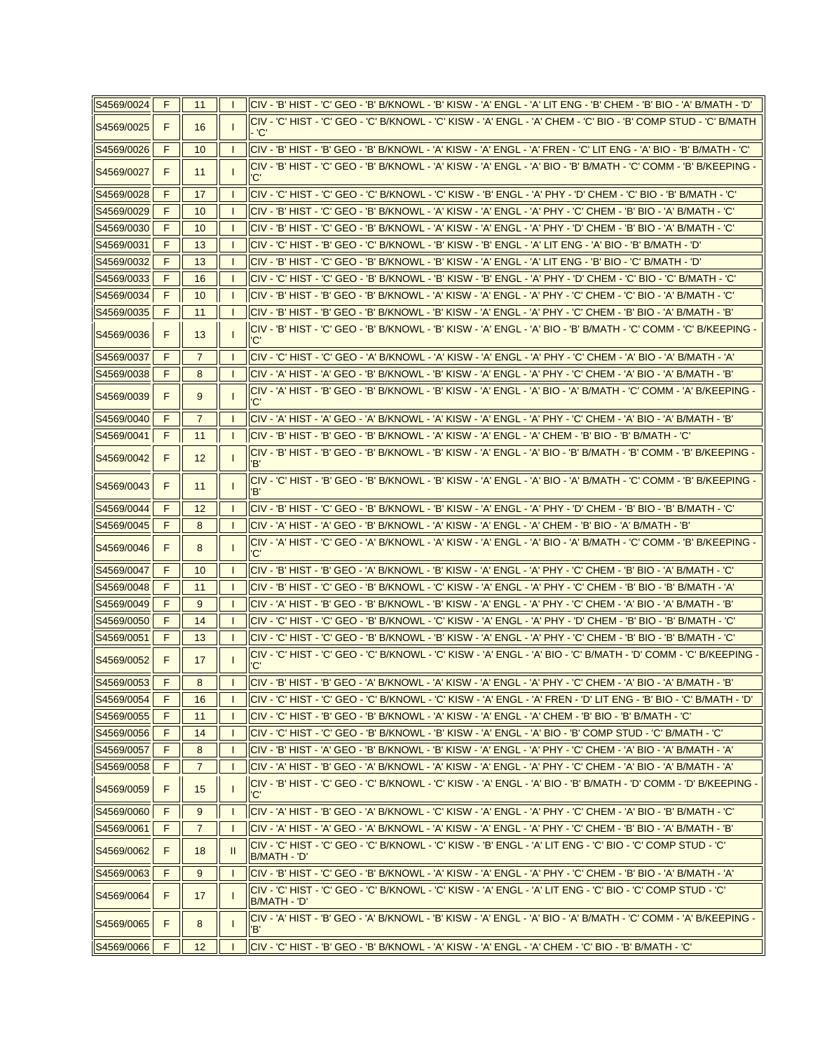| | | | | |
|---|---|---|---|---|
| S4569/0024 | F | 11 | I | CIV - 'B' HIST - 'C' GEO - 'B' B/KNOWL - 'B' KISW - 'A' ENGL - 'A' LIT ENG - 'B' CHEM - 'B' BIO - 'A' B/MATH - 'D' |
| S4569/0025 | F | 16 | I | CIV - 'C' HIST - 'C' GEO - 'C' B/KNOWL - 'C' KISW - 'A' ENGL - 'A' CHEM - 'C' BIO - 'B' COMP STUD - 'C' B/MATH - 'C' |
| S4569/0026 | F | 10 | I | CIV - 'B' HIST - 'B' GEO - 'B' B/KNOWL - 'A' KISW - 'A' ENGL - 'A' FREN - 'C' LIT ENG - 'A' BIO - 'B' B/MATH - 'C' |
| S4569/0027 | F | 11 | I | CIV - 'B' HIST - 'C' GEO - 'B' B/KNOWL - 'A' KISW - 'A' ENGL - 'A' BIO - 'B' B/MATH - 'C' COMM - 'B' B/KEEPING - 'C' |
| S4569/0028 | F | 17 | I | CIV - 'C' HIST - 'C' GEO - 'C' B/KNOWL - 'C' KISW - 'B' ENGL - 'A' PHY - 'D' CHEM - 'C' BIO - 'B' B/MATH - 'C' |
| S4569/0029 | F | 10 | I | CIV - 'B' HIST - 'C' GEO - 'B' B/KNOWL - 'A' KISW - 'A' ENGL - 'A' PHY - 'C' CHEM - 'B' BIO - 'A' B/MATH - 'C' |
| S4569/0030 | F | 10 | I | CIV - 'B' HIST - 'C' GEO - 'B' B/KNOWL - 'A' KISW - 'A' ENGL - 'A' PHY - 'D' CHEM - 'B' BIO - 'A' B/MATH - 'C' |
| S4569/0031 | F | 13 | I | CIV - 'C' HIST - 'B' GEO - 'C' B/KNOWL - 'B' KISW - 'B' ENGL - 'A' LIT ENG - 'A' BIO - 'B' B/MATH - 'D' |
| S4569/0032 | F | 13 | I | CIV - 'B' HIST - 'C' GEO - 'B' B/KNOWL - 'B' KISW - 'A' ENGL - 'A' LIT ENG - 'B' BIO - 'C' B/MATH - 'D' |
| S4569/0033 | F | 16 | I | CIV - 'C' HIST - 'C' GEO - 'B' B/KNOWL - 'B' KISW - 'B' ENGL - 'A' PHY - 'D' CHEM - 'C' BIO - 'C' B/MATH - 'C' |
| S4569/0034 | F | 10 | I | CIV - 'B' HIST - 'B' GEO - 'B' B/KNOWL - 'A' KISW - 'A' ENGL - 'A' PHY - 'C' CHEM - 'C' BIO - 'A' B/MATH - 'C' |
| S4569/0035 | F | 11 | I | CIV - 'B' HIST - 'B' GEO - 'B' B/KNOWL - 'B' KISW - 'A' ENGL - 'A' PHY - 'C' CHEM - 'B' BIO - 'A' B/MATH - 'B' |
| S4569/0036 | F | 13 | I | CIV - 'B' HIST - 'C' GEO - 'B' B/KNOWL - 'B' KISW - 'A' ENGL - 'A' BIO - 'B' B/MATH - 'C' COMM - 'C' B/KEEPING - 'C' |
| S4569/0037 | F | 7 | I | CIV - 'C' HIST - 'C' GEO - 'A' B/KNOWL - 'A' KISW - 'A' ENGL - 'A' PHY - 'C' CHEM - 'A' BIO - 'A' B/MATH - 'A' |
| S4569/0038 | F | 8 | I | CIV - 'A' HIST - 'A' GEO - 'B' B/KNOWL - 'B' KISW - 'A' ENGL - 'A' PHY - 'C' CHEM - 'A' BIO - 'A' B/MATH - 'B' |
| S4569/0039 | F | 9 | I | CIV - 'A' HIST - 'B' GEO - 'B' B/KNOWL - 'B' KISW - 'A' ENGL - 'A' BIO - 'A' B/MATH - 'C' COMM - 'A' B/KEEPING - 'C' |
| S4569/0040 | F | 7 | I | CIV - 'A' HIST - 'A' GEO - 'A' B/KNOWL - 'A' KISW - 'A' ENGL - 'A' PHY - 'C' CHEM - 'A' BIO - 'A' B/MATH - 'B' |
| S4569/0041 | F | 11 | I | CIV - 'B' HIST - 'B' GEO - 'B' B/KNOWL - 'A' KISW - 'A' ENGL - 'A' CHEM - 'B' BIO - 'B' B/MATH - 'C' |
| S4569/0042 | F | 12 | I | CIV - 'B' HIST - 'B' GEO - 'B' B/KNOWL - 'B' KISW - 'A' ENGL - 'A' BIO - 'B' B/MATH - 'B' COMM - 'B' B/KEEPING - 'B' |
| S4569/0043 | F | 11 | I | CIV - 'C' HIST - 'B' GEO - 'B' B/KNOWL - 'B' KISW - 'A' ENGL - 'A' BIO - 'A' B/MATH - 'C' COMM - 'B' B/KEEPING - 'B' |
| S4569/0044 | F | 12 | I | CIV - 'B' HIST - 'C' GEO - 'B' B/KNOWL - 'B' KISW - 'A' ENGL - 'A' PHY - 'D' CHEM - 'B' BIO - 'B' B/MATH - 'C' |
| S4569/0045 | F | 8 | I | CIV - 'A' HIST - 'A' GEO - 'B' B/KNOWL - 'A' KISW - 'A' ENGL - 'A' CHEM - 'B' BIO - 'A' B/MATH - 'B' |
| S4569/0046 | F | 8 | I | CIV - 'A' HIST - 'C' GEO - 'A' B/KNOWL - 'A' KISW - 'A' ENGL - 'A' BIO - 'A' B/MATH - 'C' COMM - 'B' B/KEEPING - 'C' |
| S4569/0047 | F | 10 | I | CIV - 'B' HIST - 'B' GEO - 'A' B/KNOWL - 'B' KISW - 'A' ENGL - 'A' PHY - 'C' CHEM - 'B' BIO - 'A' B/MATH - 'C' |
| S4569/0048 | F | 11 | I | CIV - 'B' HIST - 'C' GEO - 'B' B/KNOWL - 'C' KISW - 'A' ENGL - 'A' PHY - 'C' CHEM - 'B' BIO - 'B' B/MATH - 'A' |
| S4569/0049 | F | 9 | I | CIV - 'A' HIST - 'B' GEO - 'B' B/KNOWL - 'B' KISW - 'A' ENGL - 'A' PHY - 'C' CHEM - 'A' BIO - 'A' B/MATH - 'B' |
| S4569/0050 | F | 14 | I | CIV - 'C' HIST - 'C' GEO - 'B' B/KNOWL - 'C' KISW - 'A' ENGL - 'A' PHY - 'D' CHEM - 'B' BIO - 'B' B/MATH - 'C' |
| S4569/0051 | F | 13 | I | CIV - 'C' HIST - 'C' GEO - 'B' B/KNOWL - 'B' KISW - 'A' ENGL - 'A' PHY - 'C' CHEM - 'B' BIO - 'B' B/MATH - 'C' |
| S4569/0052 | F | 17 | I | CIV - 'C' HIST - 'C' GEO - 'C' B/KNOWL - 'C' KISW - 'A' ENGL - 'A' BIO - 'C' B/MATH - 'D' COMM - 'C' B/KEEPING - 'C' |
| S4569/0053 | F | 8 | I | CIV - 'B' HIST - 'B' GEO - 'A' B/KNOWL - 'A' KISW - 'A' ENGL - 'A' PHY - 'C' CHEM - 'A' BIO - 'A' B/MATH - 'B' |
| S4569/0054 | F | 16 | I | CIV - 'C' HIST - 'C' GEO - 'C' B/KNOWL - 'C' KISW - 'A' ENGL - 'A' FREN - 'D' LIT ENG - 'B' BIO - 'C' B/MATH - 'D' |
| S4569/0055 | F | 11 | I | CIV - 'C' HIST - 'B' GEO - 'B' B/KNOWL - 'A' KISW - 'A' ENGL - 'A' CHEM - 'B' BIO - 'B' B/MATH - 'C' |
| S4569/0056 | F | 14 | I | CIV - 'C' HIST - 'C' GEO - 'B' B/KNOWL - 'B' KISW - 'A' ENGL - 'A' BIO - 'B' COMP STUD - 'C' B/MATH - 'C' |
| S4569/0057 | F | 8 | I | CIV - 'B' HIST - 'A' GEO - 'B' B/KNOWL - 'B' KISW - 'A' ENGL - 'A' PHY - 'C' CHEM - 'A' BIO - 'A' B/MATH - 'A' |
| S4569/0058 | F | 7 | I | CIV - 'A' HIST - 'B' GEO - 'A' B/KNOWL - 'A' KISW - 'A' ENGL - 'A' PHY - 'C' CHEM - 'A' BIO - 'A' B/MATH - 'A' |
| S4569/0059 | F | 15 | I | CIV - 'B' HIST - 'C' GEO - 'C' B/KNOWL - 'C' KISW - 'A' ENGL - 'A' BIO - 'B' B/MATH - 'D' COMM - 'D' B/KEEPING - 'C' |
| S4569/0060 | F | 9 | I | CIV - 'A' HIST - 'B' GEO - 'A' B/KNOWL - 'C' KISW - 'A' ENGL - 'A' PHY - 'C' CHEM - 'A' BIO - 'B' B/MATH - 'C' |
| S4569/0061 | F | 7 | I | CIV - 'A' HIST - 'A' GEO - 'A' B/KNOWL - 'A' KISW - 'A' ENGL - 'A' PHY - 'C' CHEM - 'B' BIO - 'A' B/MATH - 'B' |
| S4569/0062 | F | 18 | II | CIV - 'C' HIST - 'C' GEO - 'C' B/KNOWL - 'C' KISW - 'B' ENGL - 'A' LIT ENG - 'C' BIO - 'C' COMP STUD - 'C' B/MATH - 'D' |
| S4569/0063 | F | 9 | I | CIV - 'B' HIST - 'C' GEO - 'B' B/KNOWL - 'A' KISW - 'A' ENGL - 'A' PHY - 'C' CHEM - 'B' BIO - 'A' B/MATH - 'A' |
| S4569/0064 | F | 17 | I | CIV - 'C' HIST - 'C' GEO - 'C' B/KNOWL - 'C' KISW - 'A' ENGL - 'A' LIT ENG - 'C' BIO - 'C' COMP STUD - 'C' B/MATH - 'D' |
| S4569/0065 | F | 8 | I | CIV - 'A' HIST - 'B' GEO - 'A' B/KNOWL - 'B' KISW - 'A' ENGL - 'A' BIO - 'A' B/MATH - 'C' COMM - 'A' B/KEEPING - 'B' |
| S4569/0066 | F | 12 | I | CIV - 'C' HIST - 'B' GEO - 'B' B/KNOWL - 'A' KISW - 'A' ENGL - 'A' CHEM - 'C' BIO - 'B' B/MATH - 'C' |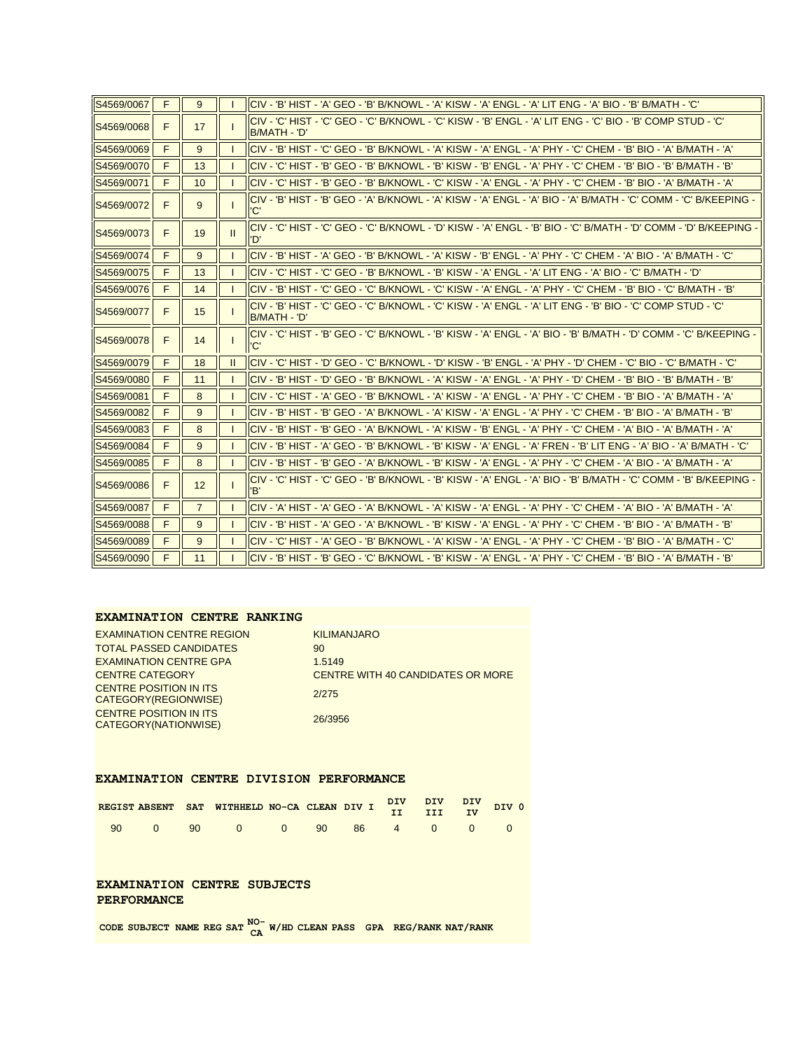| S4569/0067 | F | 9 | I | CIV - 'B' HIST - 'A' GEO - 'B' B/KNOWL - 'A' KISW - 'A' ENGL - 'A' LIT ENG - 'A' BIO - 'B' B/MATH - 'C' |
|---|---|---|---|---|
| S4569/0068 | F | 17 | I | CIV - 'C' HIST - 'C' GEO - 'C' B/KNOWL - 'C' KISW - 'B' ENGL - 'A' LIT ENG - 'C' BIO - 'B' COMP STUD - 'C' B/MATH - 'D' |
| S4569/0069 | F | 9 | I | CIV - 'B' HIST - 'C' GEO - 'B' B/KNOWL - 'A' KISW - 'A' ENGL - 'A' PHY - 'C' CHEM - 'B' BIO - 'A' B/MATH - 'A' |
| S4569/0070 | F | 13 | I | CIV - 'C' HIST - 'B' GEO - 'B' B/KNOWL - 'B' KISW - 'B' ENGL - 'A' PHY - 'C' CHEM - 'B' BIO - 'B' B/MATH - 'B' |
| S4569/0071 | F | 10 | I | CIV - 'C' HIST - 'B' GEO - 'B' B/KNOWL - 'C' KISW - 'A' ENGL - 'A' PHY - 'C' CHEM - 'B' BIO - 'A' B/MATH - 'A' |
| S4569/0072 | F | 9 | I | CIV - 'B' HIST - 'B' GEO - 'A' B/KNOWL - 'A' KISW - 'A' ENGL - 'A' BIO - 'A' B/MATH - 'C' COMM - 'C' B/KEEPING - 'C' |
| S4569/0073 | F | 19 | II | CIV - 'C' HIST - 'C' GEO - 'C' B/KNOWL - 'D' KISW - 'A' ENGL - 'B' BIO - 'C' B/MATH - 'D' COMM - 'D' B/KEEPING - 'D' |
| S4569/0074 | F | 9 | I | CIV - 'B' HIST - 'A' GEO - 'B' B/KNOWL - 'A' KISW - 'B' ENGL - 'A' PHY - 'C' CHEM - 'A' BIO - 'A' B/MATH - 'C' |
| S4569/0075 | F | 13 | I | CIV - 'C' HIST - 'C' GEO - 'B' B/KNOWL - 'B' KISW - 'A' ENGL - 'A' LIT ENG - 'A' BIO - 'C' B/MATH - 'D' |
| S4569/0076 | F | 14 | I | CIV - 'B' HIST - 'C' GEO - 'C' B/KNOWL - 'C' KISW - 'A' ENGL - 'A' PHY - 'C' CHEM - 'B' BIO - 'C' B/MATH - 'B' |
| S4569/0077 | F | 15 | I | CIV - 'B' HIST - 'C' GEO - 'C' B/KNOWL - 'C' KISW - 'A' ENGL - 'A' LIT ENG - 'B' BIO - 'C' COMP STUD - 'C' B/MATH - 'D' |
| S4569/0078 | F | 14 | I | CIV - 'C' HIST - 'B' GEO - 'C' B/KNOWL - 'B' KISW - 'A' ENGL - 'A' BIO - 'B' B/MATH - 'D' COMM - 'C' B/KEEPING - 'C' |
| S4569/0079 | F | 18 | II | CIV - 'C' HIST - 'D' GEO - 'C' B/KNOWL - 'D' KISW - 'B' ENGL - 'A' PHY - 'D' CHEM - 'C' BIO - 'C' B/MATH - 'C' |
| S4569/0080 | F | 11 | I | CIV - 'B' HIST - 'D' GEO - 'B' B/KNOWL - 'A' KISW - 'A' ENGL - 'A' PHY - 'D' CHEM - 'B' BIO - 'B' B/MATH - 'B' |
| S4569/0081 | F | 8 | I | CIV - 'C' HIST - 'A' GEO - 'B' B/KNOWL - 'A' KISW - 'A' ENGL - 'A' PHY - 'C' CHEM - 'B' BIO - 'A' B/MATH - 'A' |
| S4569/0082 | F | 9 | I | CIV - 'B' HIST - 'B' GEO - 'A' B/KNOWL - 'A' KISW - 'A' ENGL - 'A' PHY - 'C' CHEM - 'B' BIO - 'A' B/MATH - 'B' |
| S4569/0083 | F | 8 | I | CIV - 'B' HIST - 'B' GEO - 'A' B/KNOWL - 'A' KISW - 'B' ENGL - 'A' PHY - 'C' CHEM - 'A' BIO - 'A' B/MATH - 'A' |
| S4569/0084 | F | 9 | I | CIV - 'B' HIST - 'A' GEO - 'B' B/KNOWL - 'B' KISW - 'A' ENGL - 'A' FREN - 'B' LIT ENG - 'A' BIO - 'A' B/MATH - 'C' |
| S4569/0085 | F | 8 | I | CIV - 'B' HIST - 'B' GEO - 'A' B/KNOWL - 'B' KISW - 'A' ENGL - 'A' PHY - 'C' CHEM - 'A' BIO - 'A' B/MATH - 'A' |
| S4569/0086 | F | 12 | I | CIV - 'C' HIST - 'C' GEO - 'B' B/KNOWL - 'B' KISW - 'A' ENGL - 'A' BIO - 'B' B/MATH - 'C' COMM - 'B' B/KEEPING - 'B' |
| S4569/0087 | F | 7 | I | CIV - 'A' HIST - 'A' GEO - 'A' B/KNOWL - 'A' KISW - 'A' ENGL - 'A' PHY - 'C' CHEM - 'A' BIO - 'A' B/MATH - 'A' |
| S4569/0088 | F | 9 | I | CIV - 'B' HIST - 'A' GEO - 'A' B/KNOWL - 'B' KISW - 'A' ENGL - 'A' PHY - 'C' CHEM - 'B' BIO - 'A' B/MATH - 'B' |
| S4569/0089 | F | 9 | I | CIV - 'C' HIST - 'A' GEO - 'B' B/KNOWL - 'A' KISW - 'A' ENGL - 'A' PHY - 'C' CHEM - 'B' BIO - 'A' B/MATH - 'C' |
| S4569/0090 | F | 11 | I | CIV - 'B' HIST - 'B' GEO - 'C' B/KNOWL - 'B' KISW - 'A' ENGL - 'A' PHY - 'C' CHEM - 'B' BIO - 'A' B/MATH - 'B' |

## EXAMINATION CENTRE RANKING

| | |
|---|---|
| EXAMINATION CENTRE REGION | KILIMANJARO |
| TOTAL PASSED CANDIDATES | 90 |
| EXAMINATION CENTRE GPA | 1.5149 |
| CENTRE CATEGORY | CENTRE WITH 40 CANDIDATES OR MORE |
| CENTRE POSITION IN ITS CATEGORY(REGIONWISE) | 2/275 |
| CENTRE POSITION IN ITS CATEGORY(NATIONWISE) | 26/3956 |

## EXAMINATION CENTRE DIVISION PERFORMANCE

| REGIST | ABSENT | SAT | WITHHELD | NO-CA | CLEAN | DIV I | DIV II | DIV III | DIV IV | DIV 0 |
|---|---|---|---|---|---|---|---|---|---|---|
| 90 | 0 | 90 | 0 | 0 | 90 | 86 | 4 | 0 | 0 | 0 |

## EXAMINATION CENTRE SUBJECTS PERFORMANCE

| CODE | SUBJECT NAME | REG | SAT | NO-CA | W/HD | CLEAN | PASS | GPA | REG/RANK | NAT/RANK |
|---|---|---|---|---|---|---|---|---|---|---|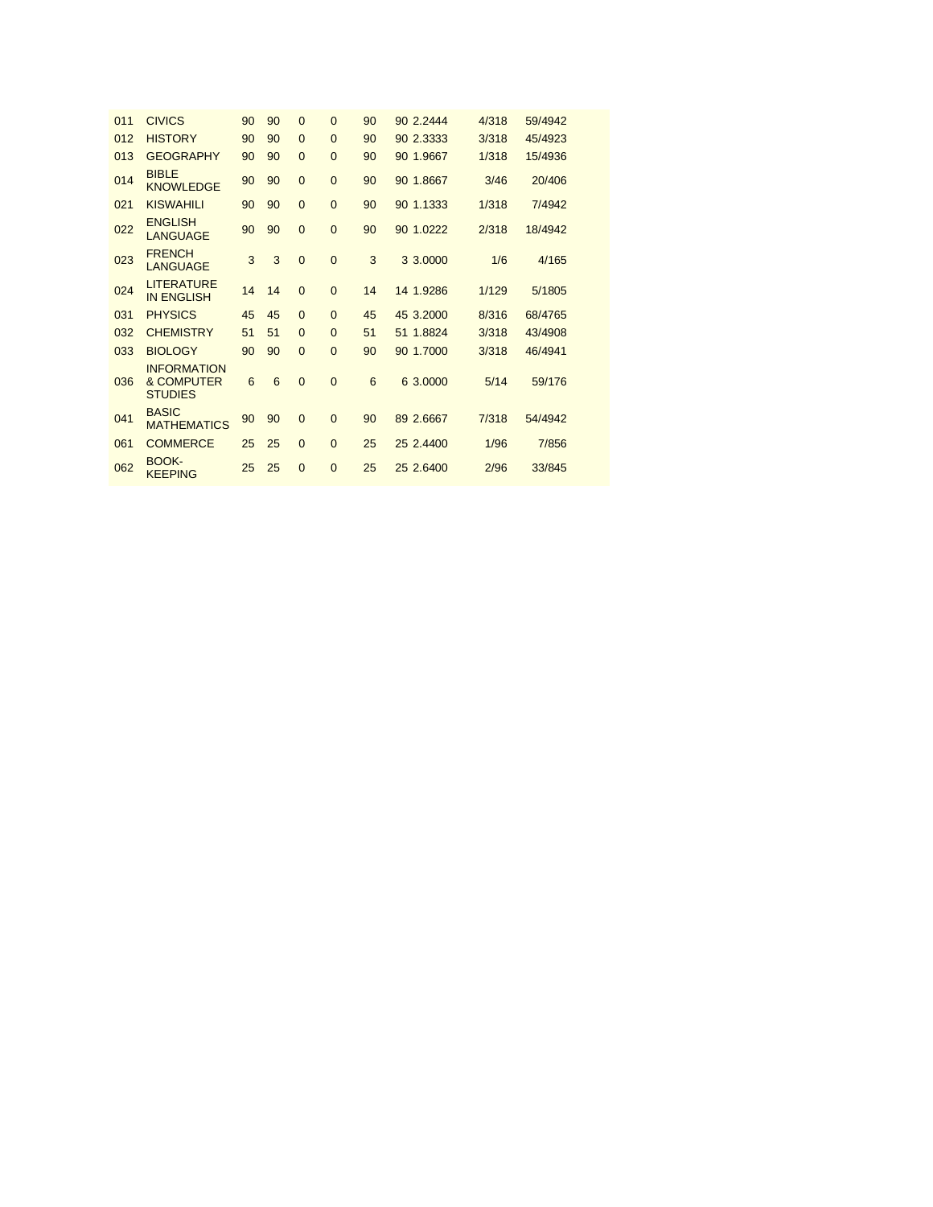| | | | | | | | | | | |
|---|---|---|---|---|---|---|---|---|---|---|
| 011 | CIVICS | 90 | 90 | 0 | 0 | 90 | 90 | 2.2444 | 4/318 | 59/4942 |
| 012 | HISTORY | 90 | 90 | 0 | 0 | 90 | 90 | 2.3333 | 3/318 | 45/4923 |
| 013 | GEOGRAPHY | 90 | 90 | 0 | 0 | 90 | 90 | 1.9667 | 1/318 | 15/4936 |
| 014 | BIBLE KNOWLEDGE | 90 | 90 | 0 | 0 | 90 | 90 | 1.8667 | 3/46 | 20/406 |
| 021 | KISWAHILI | 90 | 90 | 0 | 0 | 90 | 90 | 1.1333 | 1/318 | 7/4942 |
| 022 | ENGLISH LANGUAGE | 90 | 90 | 0 | 0 | 90 | 90 | 1.0222 | 2/318 | 18/4942 |
| 023 | FRENCH LANGUAGE | 3 | 3 | 0 | 0 | 3 | 3 | 3.0000 | 1/6 | 4/165 |
| 024 | LITERATURE IN ENGLISH | 14 | 14 | 0 | 0 | 14 | 14 | 1.9286 | 1/129 | 5/1805 |
| 031 | PHYSICS | 45 | 45 | 0 | 0 | 45 | 45 | 3.2000 | 8/316 | 68/4765 |
| 032 | CHEMISTRY | 51 | 51 | 0 | 0 | 51 | 51 | 1.8824 | 3/318 | 43/4908 |
| 033 | BIOLOGY | 90 | 90 | 0 | 0 | 90 | 90 | 1.7000 | 3/318 | 46/4941 |
| 036 | INFORMATION & COMPUTER STUDIES | 6 | 6 | 0 | 0 | 6 | 6 | 3.0000 | 5/14 | 59/176 |
| 041 | BASIC MATHEMATICS | 90 | 90 | 0 | 0 | 90 | 89 | 2.6667 | 7/318 | 54/4942 |
| 061 | COMMERCE | 25 | 25 | 0 | 0 | 25 | 25 | 2.4400 | 1/96 | 7/856 |
| 062 | BOOK-KEEPING | 25 | 25 | 0 | 0 | 25 | 25 | 2.6400 | 2/96 | 33/845 |